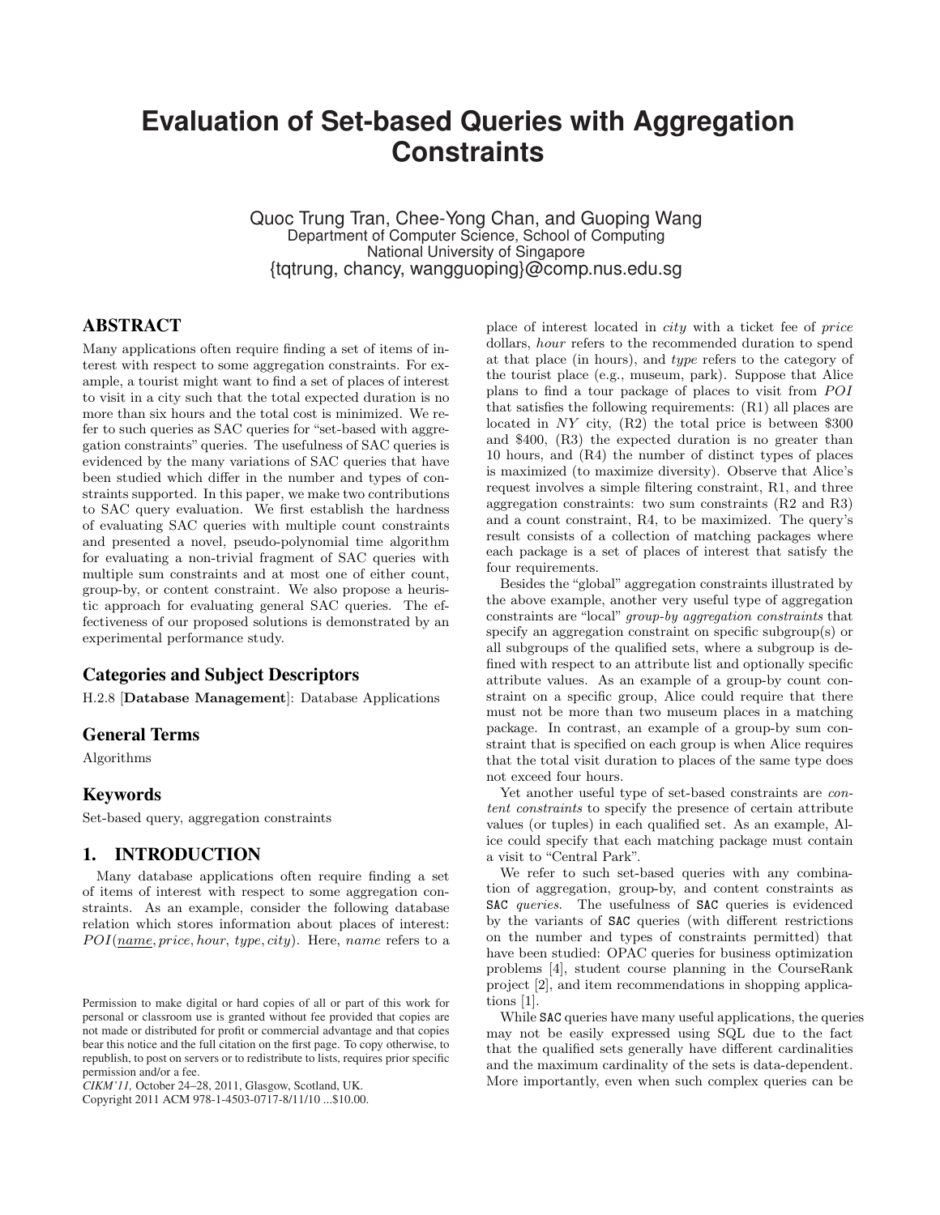# Evaluation of Set-based Queries with Aggregation Constraints

Quoc Trung Tran, Chee-Yong Chan, and Guoping Wang
Department of Computer Science, School of Computing
National University of Singapore
{tqtrung, chancy, wangguoping}@comp.nus.edu.sg

## ABSTRACT

Many applications often require finding a set of items of interest with respect to some aggregation constraints. For example, a tourist might want to find a set of places of interest to visit in a city such that the total expected duration is no more than six hours and the total cost is minimized. We refer to such queries as SAC queries for "set-based with aggregation constraints" queries. The usefulness of SAC queries is evidenced by the many variations of SAC queries that have been studied which differ in the number and types of constraints supported. In this paper, we make two contributions to SAC query evaluation. We first establish the hardness of evaluating SAC queries with multiple count constraints and presented a novel, pseudo-polynomial time algorithm for evaluating a non-trivial fragment of SAC queries with multiple sum constraints and at most one of either count, group-by, or content constraint. We also propose a heuristic approach for evaluating general SAC queries. The effectiveness of our proposed solutions is demonstrated by an experimental performance study.

### Categories and Subject Descriptors

H.2.8 [**Database Management**]: Database Applications

### General Terms

Algorithms

### Keywords

Set-based query, aggregation constraints

## 1. INTRODUCTION

Many database applications often require finding a set of items of interest with respect to some aggregation constraints. As an example, consider the following database relation which stores information about places of interest: $POI(\underline{name}, price, hour, type, city)$. Here, *name* refers to a place of interest located in *city* with a ticket fee of *price* dollars, *hour* refers to the recommended duration to spend at that place (in hours), and *type* refers to the category of the tourist place (e.g., museum, park). Suppose that Alice plans to find a tour package of places to visit from *POI* that satisfies the following requirements: (R1) all places are located in *NY* city, (R2) the total price is between \$300 and \$400, (R3) the expected duration is no greater than 10 hours, and (R4) the number of distinct types of places is maximized (to maximize diversity). Observe that Alice's request involves a simple filtering constraint, R1, and three aggregation constraints: two sum constraints (R2 and R3) and a count constraint, R4, to be maximized. The query's result consists of a collection of matching packages where each package is a set of places of interest that satisfy the four requirements.

Besides the "global" aggregation constraints illustrated by the above example, another very useful type of aggregation constraints are "local" *group-by aggregation constraints* that specify an aggregation constraint on specific subgroup(s) or all subgroups of the qualified sets, where a subgroup is defined with respect to an attribute list and optionally specific attribute values. As an example of a group-by count constraint on a specific group, Alice could require that there must not be more than two museum places in a matching package. In contrast, an example of a group-by sum constraint that is specified on each group is when Alice requires that the total visit duration to places of the same type does not exceed four hours.

Yet another useful type of set-based constraints are *content constraints* to specify the presence of certain attribute values (or tuples) in each qualified set. As an example, Alice could specify that each matching package must contain a visit to "Central Park".

We refer to such set-based queries with any combination of aggregation, group-by, and content constraints as `SAC` *queries*. The usefulness of `SAC` queries is evidenced by the variants of `SAC` queries (with different restrictions on the number and types of constraints permitted) that have been studied: OPAC queries for business optimization problems [4], student course planning in the CourseRank project [2], and item recommendations in shopping applications [1].

While `SAC` queries have many useful applications, the queries may not be easily expressed using SQL due to the fact that the qualified sets generally have different cardinalities and the maximum cardinality of the sets is data-dependent. More importantly, even when such complex queries can be

Permission to make digital or hard copies of all or part of this work for personal or classroom use is granted without fee provided that copies are not made or distributed for profit or commercial advantage and that copies bear this notice and the full citation on the first page. To copy otherwise, to republish, to post on servers or to redistribute to lists, requires prior specific permission and/or a fee.
*CIKM'11,* October 24–28, 2011, Glasgow, Scotland, UK.
Copyright 2011 ACM 978-1-4503-0717-8/11/10 ...\$10.00.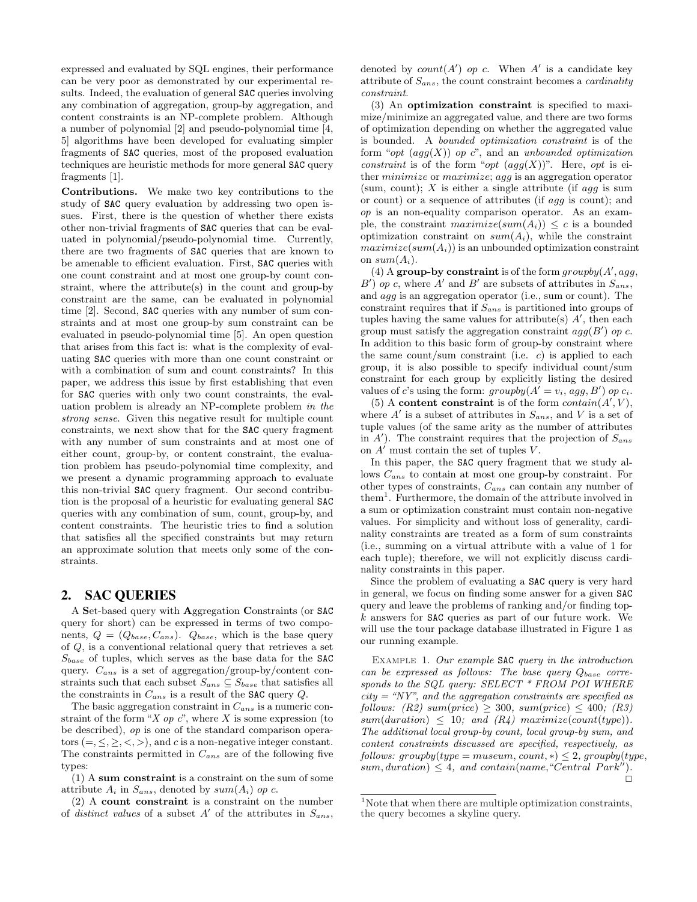expressed and evaluated by SQL engines, their performance can be very poor as demonstrated by our experimental results. Indeed, the evaluation of general SAC queries involving any combination of aggregation, group-by aggregation, and content constraints is an NP-complete problem. Although a number of polynomial [2] and pseudo-polynomial time [4, 5] algorithms have been developed for evaluating simpler fragments of SAC queries, most of the proposed evaluation techniques are heuristic methods for more general SAC query fragments [1].

**Contributions.** We make two key contributions to the study of SAC query evaluation by addressing two open issues. First, there is the question of whether there exists other non-trivial fragments of SAC queries that can be evaluated in polynomial/pseudo-polynomial time. Currently, there are two fragments of SAC queries that are known to be amenable to efficient evaluation. First, SAC queries with one count constraint and at most one group-by count constraint, where the attribute(s) in the count and group-by constraint are the same, can be evaluated in polynomial time [2]. Second, SAC queries with any number of sum constraints and at most one group-by sum constraint can be evaluated in pseudo-polynomial time [5]. An open question that arises from this fact is: what is the complexity of evaluating SAC queries with more than one count constraint or with a combination of sum and count constraints? In this paper, we address this issue by first establishing that even for SAC queries with only two count constraints, the evaluation problem is already an NP-complete problem *in the strong sense*. Given this negative result for multiple count constraints, we next show that for the SAC query fragment with any number of sum constraints and at most one of either count, group-by, or content constraint, the evaluation problem has pseudo-polynomial time complexity, and we present a dynamic programming approach to evaluate this non-trivial SAC query fragment. Our second contribution is the proposal of a heuristic for evaluating general SAC queries with any combination of sum, count, group-by, and content constraints. The heuristic tries to find a solution that satisfies all the specified constraints but may return an approximate solution that meets only some of the constraints.

## 2. SAC QUERIES

A **S**et-based query with **A**ggregation **C**onstraints (or SAC query for short) can be expressed in terms of two components, $Q = (Q_{base}, C_{ans})$. $Q_{base}$, which is the base query of $Q$, is a conventional relational query that retrieves a set $S_{base}$ of tuples, which serves as the base data for the SAC query. $C_{ans}$ is a set of aggregation/group-by/content constraints such that each subset $S_{ans} \subseteq S_{base}$ that satisfies all the constraints in $C_{ans}$ is a result of the SAC query $Q$.

The basic aggregation constraint in $C_{ans}$ is a numeric constraint of the form "$X$ $op$ $c$", where $X$ is some expression (to be described), $op$ is one of the standard comparison operators ($=, \leq, \geq, <, >$), and $c$ is a non-negative integer constant. The constraints permitted in $C_{ans}$ are of the following five types:

(1) A **sum constraint** is a constraint on the sum of some attribute $A_i$ in $S_{ans}$, denoted by $sum(A_i)$ $op$ $c$.

(2) A **count constraint** is a constraint on the number of *distinct values* of a subset $A'$ of the attributes in $S_{ans}$, denoted by $count(A')$ $op$ $c$. When $A'$ is a candidate key attribute of $S_{ans}$, the count constraint becomes a *cardinality constraint*.

(3) An **optimization constraint** is specified to maximize/minimize an aggregated value, and there are two forms of optimization depending on whether the aggregated value is bounded. A *bounded optimization constraint* is of the form "$opt$ $(agg(X))$ $op$ $c$", and an *unbounded optimization constraint* is of the form "$opt$ $(agg(X))$". Here, $opt$ is either *minimize* or *maximize*; $agg$ is an aggregation operator (sum, count); $X$ is either a single attribute (if $agg$ is sum or count) or a sequence of attributes (if $agg$ is count); and $op$ is an non-equality comparison operator. As an example, the constraint $maximize(sum(A_i)) \leq c$ is a bounded optimization constraint on $sum(A_i)$, while the constraint $maximize(sum(A_i))$ is an unbounded optimization constraint on $sum(A_i)$.

(4) A **group-by constraint** is of the form $groupby(A', agg, B')$ $op$ $c$, where $A'$ and $B'$ are subsets of attributes in $S_{ans}$, and $agg$ is an aggregation operator (i.e., sum or count). The constraint requires that if $S_{ans}$ is partitioned into groups of tuples having the same values for attribute(s) $A'$, then each group must satisfy the aggregation constraint $agg(B')$ $op$ $c$. In addition to this basic form of group-by constraint where the same count/sum constraint (i.e. $c$) is applied to each group, it is also possible to specify individual count/sum constraint for each group by explicitly listing the desired values of $c$'s using the form: $groupby(A' = v_i, agg, B')$ $op$ $c_i$.

(5) A **content constraint** is of the form $contain(A', V)$, where $A'$ is a subset of attributes in $S_{ans}$, and $V$ is a set of tuple values (of the same arity as the number of attributes in $A'$). The constraint requires that the projection of $S_{ans}$ on $A'$ must contain the set of tuples $V$.

In this paper, the SAC query fragment that we study allows $C_{ans}$ to contain at most one group-by constraint. For other types of constraints, $C_{ans}$ can contain any number of them[1]. Furthermore, the domain of the attribute involved in a sum or optimization constraint must contain non-negative values. For simplicity and without loss of generality, cardinality constraints are treated as a form of sum constraints (i.e., summing on a virtual attribute with a value of 1 for each tuple); therefore, we will not explicitly discuss cardinality constraints in this paper.

Since the problem of evaluating a SAC query is very hard in general, we focus on finding some answer for a given SAC query and leave the problems of ranking and/or finding top-$k$ answers for SAC queries as part of our future work. We will use the tour package database illustrated in Figure 1 as our running example.

EXAMPLE 1. *Our example* SAC *query in the introduction can be expressed as follows: The base query $Q_{base}$ corresponds to the SQL query: SELECT * FROM POI WHERE city = "NY", and the aggregation constraints are specified as follows: (R2) $sum(price) \geq 300$, $sum(price) \leq 400$; (R3) $sum(duration) \leq 10$; and (R4) $maximize(count(type))$. The additional local group-by count, local group-by sum, and content constraints discussed are specified, respectively, as follows: $groupby(type = museum, count, *) \leq 2$, $groupby(type, sum, duration) \leq 4$, and $contain(name, \text{"Central Park"})$.* □

[1]Note that when there are multiple optimization constraints, the query becomes a skyline query.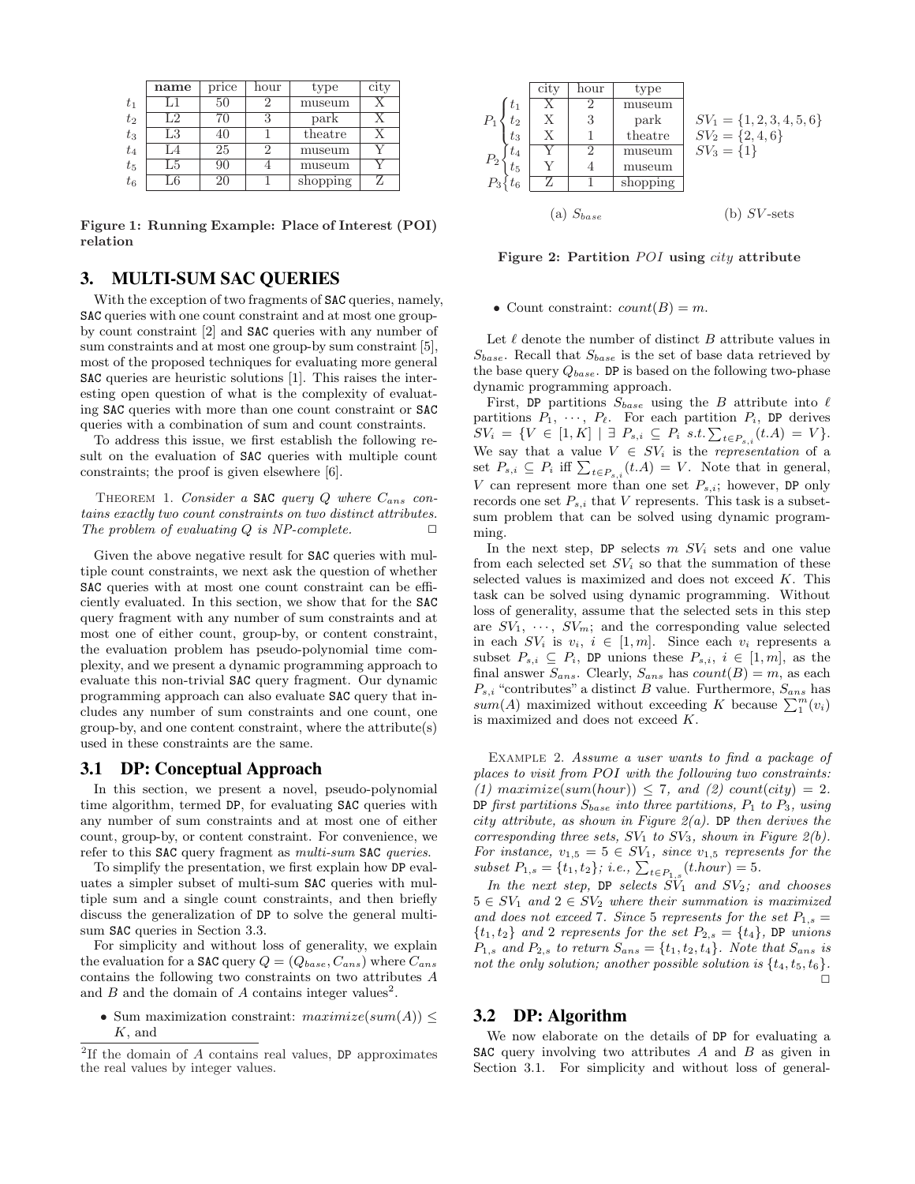|  | name | price | hour | type | city |
|---|---|---|---|---|---|
| $t_1$ | L1 | 50 | 2 | museum | X |
| $t_2$ | L2 | 70 | 3 | park | X |
| $t_3$ | L3 | 40 | 1 | theatre | X |
| $t_4$ | L4 | 25 | 2 | museum | Y |
| $t_5$ | L5 | 90 | 4 | museum | Y |
| $t_6$ | L6 | 20 | 1 | shopping | Z |

**Figure 1: Running Example: Place of Interest (POI) relation**

## 3. MULTI-SUM SAC QUERIES

With the exception of two fragments of SAC queries, namely, SAC queries with one count constraint and at most one group-by count constraint [2] and SAC queries with any number of sum constraints and at most one group-by sum constraint [5], most of the proposed techniques for evaluating more general SAC queries are heuristic solutions [1]. This raises the interesting open question of what is the complexity of evaluating SAC queries with more than one count constraint or SAC queries with a combination of sum and count constraints.

To address this issue, we first establish the following result on the evaluation of SAC queries with multiple count constraints; the proof is given elsewhere [6].

THEOREM 1. *Consider a* SAC *query $Q$ where $C_{ans}$ contains exactly two count constraints on two distinct attributes. The problem of evaluating $Q$ is NP-complete.* □

Given the above negative result for SAC queries with multiple count constraints, we next ask the question of whether SAC queries with at most one count constraint can be efficiently evaluated. In this section, we show that for the SAC query fragment with any number of sum constraints and at most one of either count, group-by, or content constraint, the evaluation problem has pseudo-polynomial time complexity, and we present a dynamic programming approach to evaluate this non-trivial SAC query fragment. Our dynamic programming approach can also evaluate SAC query that includes any number of sum constraints and one count, one group-by, and one content constraint, where the attribute(s) used in these constraints are the same.

### 3.1 DP: Conceptual Approach

In this section, we present a novel, pseudo-polynomial time algorithm, termed DP, for evaluating SAC queries with any number of sum constraints and at most one of either count, group-by, or content constraint. For convenience, we refer to this SAC query fragment as *multi-sum* SAC *queries*.

To simplify the presentation, we first explain how DP evaluates a simpler subset of multi-sum SAC queries with multiple sum and a single count constraints, and then briefly discuss the generalization of DP to solve the general multi-sum SAC queries in Section 3.3.

For simplicity and without loss of generality, we explain the evaluation for a SAC query $Q = (Q_{base}, C_{ans})$ where $C_{ans}$ contains the following two constraints on two attributes $A$ and $B$ and the domain of $A$ contains integer values[2].

- Sum maximization constraint: $maximize(sum(A)) \leq K$, and
- Count constraint: $count(B) = m$.

[2]If the domain of $A$ contains real values, DP approximates the real values by integer values.

|  |  | city | hour | type |
|---|---|---|---|---|
| $P_1$ | $t_1$ | X | 2 | museum |
|  | $t_2$ | X | 3 | park |
|  | $t_3$ | X | 1 | theatre |
| $P_2$ | $t_4$ | Y | 2 | museum |
|  | $t_5$ | Y | 4 | museum |
| $P_3$ | $t_6$ | Z | 1 | shopping |

(a) $S_{base}$

$SV_1 = \{1, 2, 3, 4, 5, 6\}$
$SV_2 = \{2, 4, 6\}$
$SV_3 = \{1\}$

(b) $SV$-sets

**Figure 2: Partition $POI$ using $city$ attribute**

Let $\ell$ denote the number of distinct $B$ attribute values in $S_{base}$. Recall that $S_{base}$ is the set of base data retrieved by the base query $Q_{base}$. DP is based on the following two-phase dynamic programming approach.

First, DP partitions $S_{base}$ using the $B$ attribute into $\ell$ partitions $P_1, \cdots, P_\ell$. For each partition $P_i$, DP derives $SV_i = \{V \in [1, K] \mid \exists\ P_{s,i} \subseteq P_i\ s.t. \sum_{t \in P_{s,i}}(t.A) = V\}$. We say that a value $V \in SV_i$ is the *representation* of a set $P_{s,i} \subseteq P_i$ iff $\sum_{t \in P_{s,i}}(t.A) = V$. Note that in general, $V$ can represent more than one set $P_{s,i}$; however, DP only records one set $P_{s,i}$ that $V$ represents. This task is a subset-sum problem that can be solved using dynamic programming.

In the next step, DP selects $m$ $SV_i$ sets and one value from each selected set $SV_i$ so that the summation of these selected values is maximized and does not exceed $K$. This task can be solved using dynamic programming. Without loss of generality, assume that the selected sets in this step are $SV_1, \cdots, SV_m$; and the corresponding value selected in each $SV_i$ is $v_i$, $i \in [1, m]$. Since each $v_i$ represents a subset $P_{s,i} \subseteq P_i$, DP unions these $P_{s,i}$, $i \in [1, m]$, as the final answer $S_{ans}$. Clearly, $S_{ans}$ has $count(B) = m$, as each $P_{s,i}$ "contributes" a distinct $B$ value. Furthermore, $S_{ans}$ has $sum(A)$ maximized without exceeding $K$ because $\sum_1^m(v_i)$ is maximized and does not exceed $K$.

EXAMPLE 2. *Assume a user wants to find a package of places to visit from POI with the following two constraints: (1) $maximize(sum(hour)) \leq 7$, and (2) $count(city) = 2$.* DP *first partitions $S_{base}$ into three partitions, $P_1$ to $P_3$, using city attribute, as shown in Figure 2(a).* DP *then derives the corresponding three sets, $SV_1$ to $SV_3$, shown in Figure 2(b). For instance, $v_{1,5} = 5 \in SV_1$, since $v_{1,5}$ represents for the subset $P_{1,s} = \{t_1, t_2\}$; i.e., $\sum_{t \in P_{1,s}}(t.hour) = 5$.*

*In the next step,* DP *selects $SV_1$ and $SV_2$; and chooses $5 \in SV_1$ and $2 \in SV_2$ where their summation is maximized and does not exceed 7. Since 5 represents for the set $P_{1,s} = \{t_1, t_2\}$ and 2 represents for the set $P_{2,s} = \{t_4\}$,* DP *unions $P_{1,s}$ and $P_{2,s}$ to return $S_{ans} = \{t_1, t_2, t_4\}$. Note that $S_{ans}$ is not the only solution; another possible solution is $\{t_4, t_5, t_6\}$.* □

### 3.2 DP: Algorithm

We now elaborate on the details of DP for evaluating a SAC query involving two attributes $A$ and $B$ as given in Section 3.1. For simplicity and without loss of general-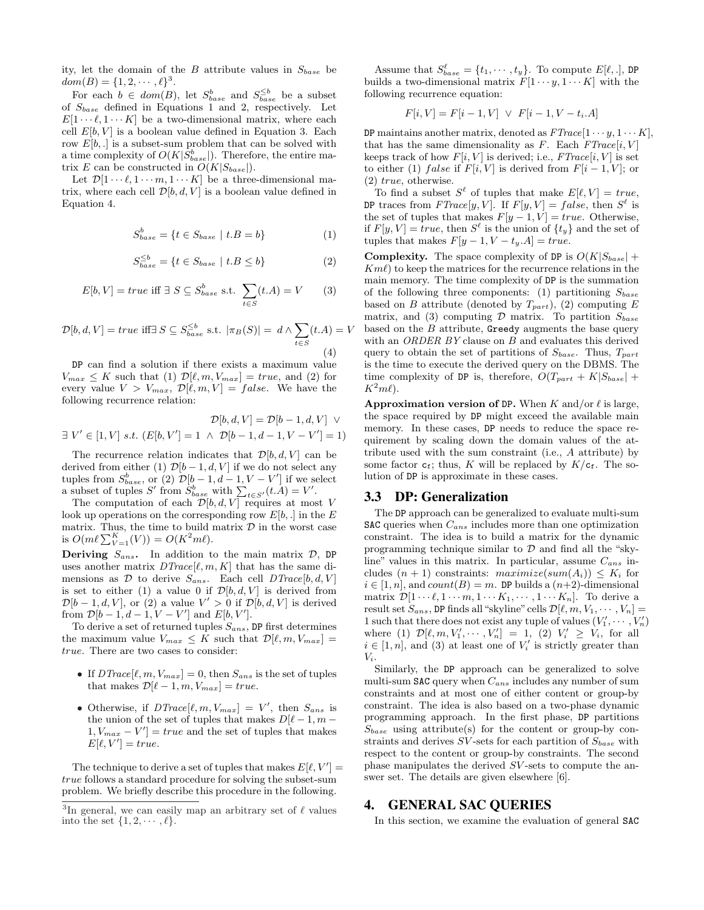ity, let the domain of the $B$ attribute values in $S_{base}$ be $dom(B) = \{1, 2, \cdots, \ell\}$[3].

For each $b \in dom(B)$, let $S^b_{base}$ and $S^{\leq b}_{base}$ be a subset of $S_{base}$ defined in Equations 1 and 2, respectively. Let $E[1 \cdots \ell, 1 \cdots K]$ be a two-dimensional matrix, where each cell $E[b, V]$ is a boolean value defined in Equation 3. Each row $E[b, .]$ is a subset-sum problem that can be solved with a time complexity of $O(K|S^b_{base}|)$. Therefore, the entire matrix $E$ can be constructed in $O(K|S_{base}|)$.

Let $\mathcal{D}[1 \cdots \ell, 1 \cdots m, 1 \cdots K]$ be a three-dimensional matrix, where each cell $\mathcal{D}[b, d, V]$ is a boolean value defined in Equation 4.

$$S^b_{base} = \{t \in S_{base} \mid t.B = b\} \tag{1}$$

$$S^{\leq b}_{base} = \{t \in S_{base} \mid t.B \leq b\} \tag{2}$$

$$E[b, V] = true \text{ iff } \exists\, S \subseteq S^b_{base} \text{ s.t. } \sum_{t \in S}(t.A) = V \tag{3}$$

$$\mathcal{D}[b, d, V] = true \text{ iff} \exists\, S \subseteq S^{\leq b}_{base} \text{ s.t. } |\pi_B(S)| = \, d \wedge \sum_{t \in S}(t.A) = V \tag{4}$$

DP can find a solution if there exists a maximum value $V_{max} \leq K$ such that (1) $\mathcal{D}[\ell, m, V_{max}] = true$, and (2) for every value $V > V_{max}$, $\mathcal{D}[\ell, m, V] = false$. We have the following recurrence relation:

$$\mathcal{D}[b, d, V] = \mathcal{D}[b-1, d, V] \; \vee$$
$$\exists\, V' \in [1, V] \; s.t. \; (E[b, V'] = 1 \; \wedge \; \mathcal{D}[b-1, d-1, V-V'] = 1)$$

The recurrence relation indicates that $\mathcal{D}[b, d, V]$ can be derived from either (1) $\mathcal{D}[b-1, d, V]$ if we do not select any tuples from $S^b_{base}$, or (2) $\mathcal{D}[b-1, d-1, V-V']$ if we select a subset of tuples $S'$ from $S^b_{base}$ with $\sum_{t \in S'}(t.A) = V'$.

The computation of each $\mathcal{D}[b, d, V]$ requires at most $V$ look up operations on the corresponding row $E[b, .]$ in the $E$ matrix. Thus, the time to build matrix $\mathcal{D}$ in the worst case is $O(m\ell \sum_{V=1}^{K}(V)) = O(K^2 m\ell)$.

**Deriving $S_{ans}$.** In addition to the main matrix $\mathcal{D}$, DP uses another matrix $DTrace[\ell, m, K]$ that has the same dimensions as $\mathcal{D}$ to derive $S_{ans}$. Each cell $DTrace[b, d, V]$ is set to either (1) a value 0 if $\mathcal{D}[b, d, V]$ is derived from $\mathcal{D}[b-1, d, V]$, or (2) a value $V' > 0$ if $\mathcal{D}[b, d, V]$ is derived from $\mathcal{D}[b-1, d-1, V-V']$ and $E[b, V']$.

To derive a set of returned tuples $S_{ans}$, DP first determines the maximum value $V_{max} \leq K$ such that $\mathcal{D}[\ell, m, V_{max}] = true$. There are two cases to consider:

- If $DTrace[\ell, m, V_{max}] = 0$, then $S_{ans}$ is the set of tuples that makes $\mathcal{D}[\ell-1, m, V_{max}] = true$.
- Otherwise, if $DTrace[\ell, m, V_{max}] = V'$, then $S_{ans}$ is the union of the set of tuples that makes $D[\ell-1, m-1, V_{max}-V'] = true$ and the set of tuples that makes $E[\ell, V'] = true$.

The technique to derive a set of tuples that makes $E[\ell, V'] = true$ follows a standard procedure for solving the subset-sum problem. We briefly describe this procedure in the following.

Assume that $S^\ell_{base} = \{t_1, \cdots, t_y\}$. To compute $E[\ell, .]$, DP builds a two-dimensional matrix $F[1 \cdots y, 1 \cdots K]$ with the following recurrence equation:

$$F[i, V] = F[i-1, V] \; \vee \; F[i-1, V - t_i.A]$$

DP maintains another matrix, denoted as $FTrace[1 \cdots y, 1 \cdots K]$, that has the same dimensionality as $F$. Each $FTrace[i, V]$ keeps track of how $F[i, V]$ is derived; i.e., $FTrace[i, V]$ is set to either (1) $false$ if $F[i, V]$ is derived from $F[i-1, V]$; or (2) $true$, otherwise.

To find a subset $S^\ell$ of tuples that make $E[\ell, V] = true$, DP traces from $FTrace[y, V]$. If $F[y, V] = false$, then $S^\ell$ is the set of tuples that makes $F[y-1, V] = true$. Otherwise, if $F[y, V] = true$, then $S^\ell$ is the union of $\{t_y\}$ and the set of tuples that makes $F[y-1, V - t_y.A] = true$.

**Complexity.** The space complexity of DP is $O(K|S_{base}| + Km\ell)$ to keep the matrices for the recurrence relations in the main memory. The time complexity of DP is the summation of the following three components: (1) partitioning $S_{base}$ based on $B$ attribute (denoted by $T_{part}$), (2) computing $E$ matrix, and (3) computing $\mathcal{D}$ matrix. To partition $S_{base}$ based on the $B$ attribute, Greedy augments the base query with an *ORDER BY* clause on $B$ and evaluates this derived query to obtain the set of partitions of $S_{base}$. Thus, $T_{part}$ is the time to execute the derived query on the DBMS. The time complexity of DP is, therefore, $O(T_{part} + K|S_{base}| + K^2 m\ell)$.

**Approximation version of DP.** When $K$ and/or $\ell$ is large, the space required by DP might exceed the available main memory. In these cases, DP needs to reduce the space requirement by scaling down the domain values of the attribute used with the sum constraint (i.e., $A$ attribute) by some factor $c_f$; thus, $K$ will be replaced by $K/c_f$. The solution of DP is approximate in these cases.

## 3.3 DP: Generalization

The DP approach can be generalized to evaluate multi-sum SAC queries when $C_{ans}$ includes more than one optimization constraint. The idea is to build a matrix for the dynamic programming technique similar to $\mathcal{D}$ and find all the "skyline" values in this matrix. In particular, assume $C_{ans}$ includes $(n+1)$ constraints: $maximize(sum(A_i)) \leq K_i$ for $i \in [1, n]$, and $count(B) = m$. DP builds a $(n+2)$-dimensional matrix $\mathcal{D}[1 \cdots \ell, 1 \cdots m, 1 \cdots K_1, \cdots, 1 \cdots K_n]$. To derive a result set $S_{ans}$, DP finds all "skyline" cells $\mathcal{D}[\ell, m, V_1, \cdots, V_n] = 1$ such that there does not exist any tuple of values $(V'_1, \cdots, V'_n)$ where (1) $\mathcal{D}[\ell, m, V'_1, \cdots, V'_n] = 1$, (2) $V'_i \geq V_i$, for all $i \in [1, n]$, and (3) at least one of $V'_i$ is strictly greater than $V_i$.

Similarly, the DP approach can be generalized to solve multi-sum SAC query when $C_{ans}$ includes any number of sum constraints and at most one of either content or group-by constraint. The idea is also based on a two-phase dynamic programming approach. In the first phase, DP partitions $S_{base}$ using attribute(s) for the content or group-by constraints and derives $SV$-sets for each partition of $S_{base}$ with respect to the content or group-by constraints. The second phase manipulates the derived $SV$-sets to compute the answer set. The details are given elsewhere [6].

# 4. GENERAL SAC QUERIES

In this section, we examine the evaluation of general SAC

[3] In general, we can easily map an arbitrary set of $\ell$ values into the set $\{1, 2, \cdots, \ell\}$.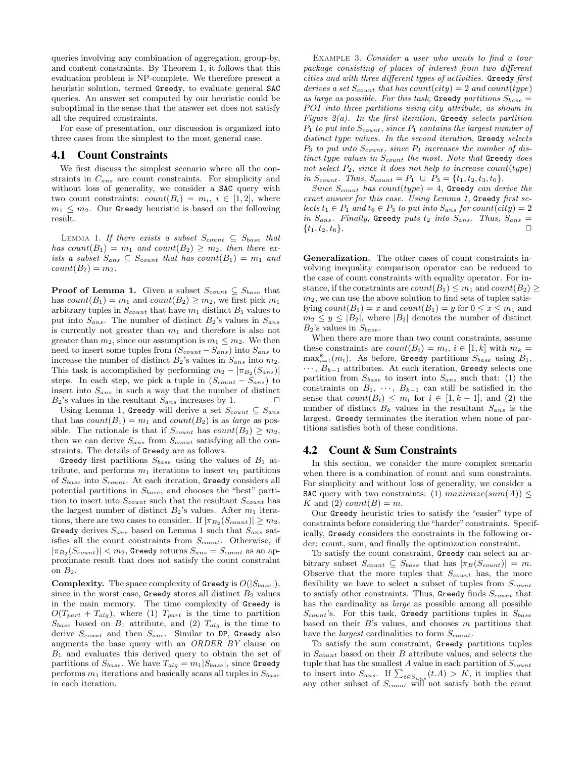queries involving any combination of aggregation, group-by, and content constraints. By Theorem 1, it follows that this evaluation problem is NP-complete. We therefore present a heuristic solution, termed `Greedy`, to evaluate general `SAC` queries. An answer set computed by our heuristic could be suboptimal in the sense that the answer set does not satisfy all the required constraints.

For ease of presentation, our discussion is organized into three cases from the simplest to the most general case.

## 4.1 Count Constraints

We first discuss the simplest scenario where all the constraints in $C_{ans}$ are count constraints. For simplicity and without loss of generality, we consider a `SAC` query with two count constraints: $count(B_i) = m_i$, $i \in [1, 2]$, where $m_1 \leq m_2$. Our `Greedy` heuristic is based on the following result.

LEMMA 1. *If there exists a subset $S_{count} \subseteq S_{base}$ that has $count(B_1) = m_1$ and $count(B_2) \geq m_2$, then there exists a subset $S_{ans} \subseteq S_{count}$ that has $count(B_1) = m_1$ and $count(B_2) = m_2$.*

**Proof of Lemma 1.** Given a subset $S_{count} \subseteq S_{base}$ that has $count(B_1) = m_1$ and $count(B_2) \geq m_2$, we first pick $m_1$ arbitrary tuples in $S_{count}$ that have $m_1$ distinct $B_1$ values to put into $S_{ans}$. The number of distinct $B_2$'s values in $S_{ans}$ is currently not greater than $m_1$ and therefore is also not greater than $m_2$, since our assumption is $m_1 \leq m_2$. We then need to insert some tuples from $(S_{count} - S_{ans})$ into $S_{ans}$ to increase the number of distinct $B_2$'s values in $S_{ans}$ into $m_2$. This task is accomplished by performing $m_2 - |\pi_{B_2}(S_{ans})|$ steps. In each step, we pick a tuple in $(S_{count} - S_{ans})$ to insert into $S_{ans}$ in such a way that the number of distinct $B_2$'s values in the resultant $S_{ans}$ increases by 1. $\square$

Using Lemma 1, `Greedy` will derive a set $S_{count} \subseteq S_{ans}$ that has $count(B_1) = m_1$ and $count(B_2)$ is as *large* as possible. The rationale is that if $S_{count}$ has $count(B_2) \geq m_2$, then we can derive $S_{ans}$ from $S_{count}$ satisfying all the constraints. The details of `Greedy` are as follows.

`Greedy` first partitions $S_{base}$ using the values of $B_1$ attribute, and performs $m_1$ iterations to insert $m_1$ partitions of $S_{base}$ into $S_{count}$. At each iteration, `Greedy` considers all potential partitions in $S_{base}$, and chooses the "best" partition to insert into $S_{count}$ such that the resultant $S_{count}$ has the largest number of distinct $B_2$'s values. After $m_1$ iterations, there are two cases to consider. If $|\pi_{B_2}(S_{count})| \geq m_2$, `Greedy` derives $S_{ans}$ based on Lemma 1 such that $S_{ans}$ satisfies all the count constraints from $S_{count}$. Otherwise, if $|\pi_{B_2}(S_{count})| < m_2$, `Greedy` returns $S_{ans} = S_{count}$ as an approximate result that does not satisfy the count constraint on $B_2$.

**Complexity.** The space complexity of `Greedy` is $O(|S_{base}|)$, since in the worst case, `Greedy` stores all distinct $B_2$ values in the main memory. The time complexity of `Greedy` is $O(T_{part} + T_{alg})$, where (1) $T_{part}$ is the time to partition $S_{base}$ based on $B_1$ attribute, and (2) $T_{alg}$ is the time to derive $S_{count}$ and then $S_{ans}$. Similar to `DP`, `Greedy` also augments the base query with an *ORDER BY* clause on $B_1$ and evaluates this derived query to obtain the set of partitions of $S_{base}$. We have $T_{alg} = m_1|S_{base}|$, since `Greedy` performs $m_1$ iterations and basically scans all tuples in $S_{base}$ in each iteration.

EXAMPLE 3. *Consider a user who wants to find a tour package consisting of places of interest from two different cities and with three different types of activities. `Greedy` first derives a set $S_{count}$ that has $count(city) = 2$ and $count(type)$ as large as possible. For this task, `Greedy` partitions $S_{base} = POI$ into three partitions using city attribute, as shown in Figure 2(a). In the first iteration, `Greedy` selects partition $P_1$ to put into $S_{count}$, since $P_1$ contains the largest number of distinct type values. In the second iteration, `Greedy` selects $P_3$ to put into $S_{count}$, since $P_3$ increases the number of distinct type values in $S_{count}$ the most. Note that `Greedy` does not select $P_2$, since it does not help to increase $count(type)$ in $S_{count}$. Thus, $S_{count} = P_1 \cup P_3 = \{t_1, t_2, t_3, t_6\}$.*

*Since $S_{count}$ has $count(type) = 4$, `Greedy` can derive the exact answer for this case. Using Lemma 1, `Greedy` first selects $t_1 \in P_1$ and $t_6 \in P_3$ to put into $S_{ans}$ for $count(city) = 2$ in $S_{ans}$. Finally, `Greedy` puts $t_2$ into $S_{ans}$. Thus, $S_{ans} = \{t_1, t_2, t_6\}$.* $\square$

**Generalization.** The other cases of count constraints involving inequality comparison operator can be reduced to the case of count constraints with equality operator. For instance, if the constraints are $count(B_1) \leq m_1$ and $count(B_2) \geq m_2$, we can use the above solution to find sets of tuples satisfying $count(B_1) = x$ and $count(B_1) = y$ for $0 \leq x \leq m_1$ and $m_2 \leq y \leq |B_2|$, where $|B_2|$ denotes the number of distinct $B_2$'s values in $S_{base}$.

When there are more than two count constraints, assume these constraints are $count(B_i) = m_i$, $i \in [1, k]$ with $m_k = \max_{i=1}^{k}(m_i)$. As before, `Greedy` partitions $S_{base}$ using $B_1$, $\cdots$, $B_{k-1}$ attributes. At each iteration, `Greedy` selects one partition from $S_{base}$ to insert into $S_{ans}$ such that: (1) the constraints on $B_1$, $\cdots$, $B_{k-1}$ can still be satisfied in the sense that $count(B_i) \leq m_i$ for $i \in [1, k-1]$, and (2) the number of distinct $B_k$ values in the resultant $S_{ans}$ is the largest. `Greedy` terminates the iteration when none of partitions satisfies both of these conditions.

## 4.2 Count & Sum Constraints

In this section, we consider the more complex scenario when there is a combination of count and sum constraints. For simplicity and without loss of generality, we consider a `SAC` query with two constraints: (1) $maximize(sum(A)) \leq K$ and (2) $count(B) = m$.

Our `Greedy` heuristic tries to satisfy the "easier" type of constraints before considering the "harder" constraints. Specifically, `Greedy` considers the constraints in the following order: count, sum, and finally the optimization constraint.

To satisfy the count constraint, `Greedy` can select an arbitrary subset $S_{count} \subseteq S_{base}$ that has $|\pi_B(S_{count})| = m$. Observe that the more tuples that $S_{count}$ has, the more flexibility we have to select a subset of tuples from $S_{count}$ to satisfy other constraints. Thus, `Greedy` finds $S_{count}$ that has the cardinality as *large* as possible among all possible $S_{count}$'s. For this task, `Greedy` partitions tuples in $S_{base}$ based on their $B$'s values, and chooses $m$ partitions that have the *largest* cardinalities to form $S_{count}$.

To satisfy the sum constraint, `Greedy` partitions tuples in $S_{count}$ based on their $B$ attribute values, and selects the tuple that has the smallest $A$ value in each partition of $S_{count}$ to insert into $S_{ans}$. If $\sum_{t \in S_{ans}}(t.A) > K$, it implies that any other subset of $S_{count}$ will not satisfy both the count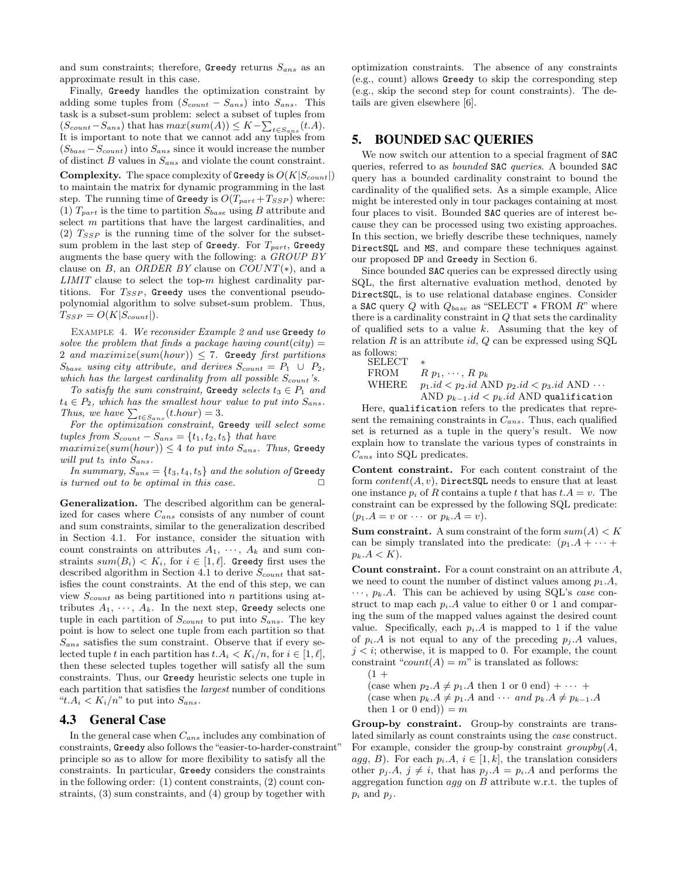and sum constraints; therefore, Greedy returns $S_{ans}$ as an approximate result in this case.

Finally, Greedy handles the optimization constraint by adding some tuples from $(S_{count} - S_{ans})$ into $S_{ans}$. This task is a subset-sum problem: select a subset of tuples from $(S_{count} - S_{ans})$ that has $max(sum(A)) \leq K - \sum_{t \in S_{ans}}(t.A)$. It is important to note that we cannot add any tuples from $(S_{base} - S_{count})$ into $S_{ans}$ since it would increase the number of distinct $B$ values in $S_{ans}$ and violate the count constraint.

**Complexity.** The space complexity of Greedy is $O(K|S_{count}|)$ to maintain the matrix for dynamic programming in the last step. The running time of Greedy is $O(T_{part} + T_{SSP})$ where: (1) $T_{part}$ is the time to partition $S_{base}$ using $B$ attribute and select $m$ partitions that have the largest cardinalities, and (2) $T_{SSP}$ is the running time of the solver for the subset-sum problem in the last step of Greedy. For $T_{part}$, Greedy augments the base query with the following: a *GROUP BY* clause on $B$, an *ORDER BY* clause on $COUNT(*)$, and a *LIMIT* clause to select the top-$m$ highest cardinality partitions. For $T_{SSP}$, Greedy uses the conventional pseudo-polynomial algorithm to solve subset-sum problem. Thus, $T_{SSP} = O(K|S_{count}|)$.

Example 4. *We reconsider Example 2 and use* Greedy *to solve the problem that finds a package having $count(city) = 2$ and $maximize(sum(hour)) \leq 7$.* Greedy *first partitions $S_{base}$ using city attribute, and derives $S_{count} = P_1 \cup P_2$, which has the largest cardinality from all possible $S_{count}$'s.*

*To satisfy the sum constraint,* Greedy *selects $t_3 \in P_1$ and $t_4 \in P_2$, which has the smallest hour value to put into $S_{ans}$. Thus, we have $\sum_{t \in S_{ans}}(t.hour) = 3$.*

*For the optimization constraint,* Greedy *will select some tuples from $S_{count} - S_{ans} = \{t_1, t_2, t_5\}$ that have $maximize(sum(hour)) \leq 4$ to put into $S_{ans}$. Thus,* Greedy *will put $t_5$ into $S_{ans}$.*

*In summary, $S_{ans} = \{t_3, t_4, t_5\}$ and the solution of* Greedy *is turned out to be optimal in this case.* □

**Generalization.** The described algorithm can be generalized for cases where $C_{ans}$ consists of any number of count and sum constraints, similar to the generalization described in Section 4.1. For instance, consider the situation with count constraints on attributes $A_1, \cdots, A_k$ and sum constraints $sum(B_i) < K_i$, for $i \in [1, \ell]$. Greedy first uses the described algorithm in Section 4.1 to derive $S_{count}$ that satisfies the count constraints. At the end of this step, we can view $S_{count}$ as being partitioned into $n$ partitions using attributes $A_1, \cdots, A_k$. In the next step, Greedy selects one tuple in each partition of $S_{count}$ to put into $S_{ans}$. The key point is how to select one tuple from each partition so that $S_{ans}$ satisfies the sum constraint. Observe that if every selected tuple $t$ in each partition has $t.A_i < K_i/n$, for $i \in [1, \ell]$, then these selected tuples together will satisfy all the sum constraints. Thus, our Greedy heuristic selects one tuple in each partition that satisfies the *largest* number of conditions "$t.A_i < K_i/n$" to put into $S_{ans}$.

## 4.3 General Case

In the general case when $C_{ans}$ includes any combination of constraints, Greedy also follows the "easier-to-harder-constraint" principle so as to allow for more flexibility to satisfy all the constraints. In particular, Greedy considers the constraints in the following order: (1) content constraints, (2) count constraints, (3) sum constraints, and (4) group by together with optimization constraints. The absence of any constraints (e.g., count) allows Greedy to skip the corresponding step (e.g., skip the second step for count constraints). The details are given elsewhere [6].

# 5. BOUNDED SAC QUERIES

We now switch our attention to a special fragment of SAC queries, referred to as *bounded* SAC *queries*. A bounded SAC query has a bounded cardinality constraint to bound the cardinality of the qualified sets. As a simple example, Alice might be interested only in tour packages containing at most four places to visit. Bounded SAC queries are of interest because they can be processed using two existing approaches. In this section, we briefly describe these techniques, namely DirectSQL and MS, and compare these techniques against our proposed DP and Greedy in Section 6.

Since bounded SAC queries can be expressed directly using SQL, the first alternative evaluation method, denoted by DirectSQL, is to use relational database engines. Consider a SAC query $Q$ with $Q_{base}$ as "SELECT * FROM $R$" where there is a cardinality constraint in $Q$ that sets the cardinality of qualified sets to a value $k$. Assuming that the key of relation $R$ is an attribute $id$, $Q$ can be expressed using SQL as follows:

```
SELECT   *
FROM     R p1, ···, R pk
WHERE    p1.id < p2.id AND p2.id < p3.id AND ···
         AND pk-1.id < pk.id AND qualification
```

Here, qualification refers to the predicates that represent the remaining constraints in $C_{ans}$. Thus, each qualified set is returned as a tuple in the query's result. We now explain how to translate the various types of constraints in $C_{ans}$ into SQL predicates.

**Content constraint.** For each content constraint of the form $content(A, v)$, DirectSQL needs to ensure that at least one instance $p_i$ of $R$ contains a tuple $t$ that has $t.A = v$. The constraint can be expressed by the following SQL predicate: $(p_1.A = v$ or $\cdots$ or $p_k.A = v)$.

**Sum constraint.** A sum constraint of the form $sum(A) < K$ can be simply translated into the predicate: $(p_1.A + \cdots + p_k.A < K)$.

**Count constraint.** For a count constraint on an attribute $A$, we need to count the number of distinct values among $p_1.A, \cdots, p_k.A$. This can be achieved by using SQL's *case* construct to map each $p_i.A$ value to either 0 or 1 and comparing the sum of the mapped values against the desired count value. Specifically, each $p_i.A$ is mapped to 1 if the value of $p_i.A$ is not equal to any of the preceding $p_j.A$ values, $j < i$; otherwise, it is mapped to 0. For example, the count constraint "$count(A) = m$" is translated as follows:

```
(1 +
(case when p2.A ≠ p1.A then 1 or 0 end) + ··· +
(case when pk.A ≠ p1.A and ··· and pk.A ≠ pk-1.A
   then 1 or 0 end)) = m
```

**Group-by constraint.** Group-by constraints are translated similarly as count constraints using the *case* construct. For example, consider the group-by constraint $groupby(A, agg, B)$. For each $p_i.A$, $i \in [1, k]$, the translation considers other $p_j.A$, $j \neq i$, that has $p_j.A = p_i.A$ and performs the aggregation function $agg$ on $B$ attribute w.r.t. the tuples of $p_i$ and $p_j$.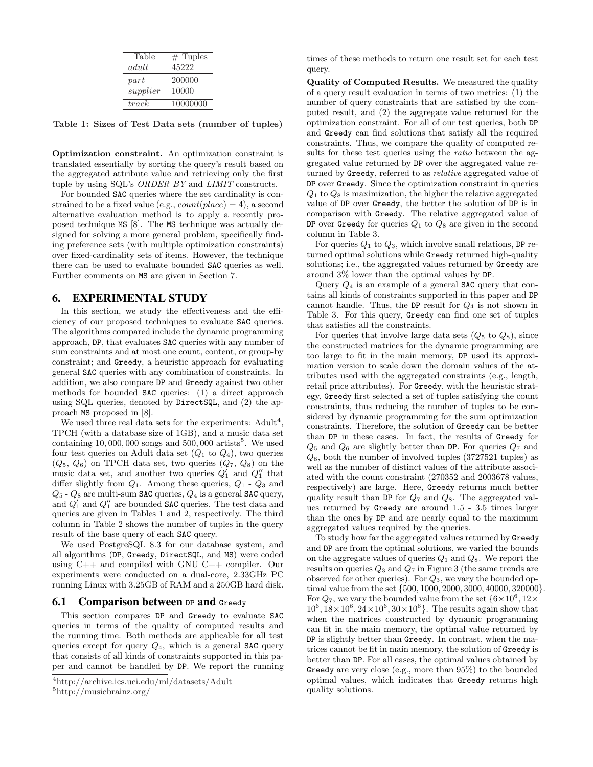| Table | # Tuples |
|---|---|
| *adult* | 45222 |
| *part* | 200000 |
| *supplier* | 10000 |
| *track* | 10000000 |

**Table 1: Sizes of Test Data sets (number of tuples)**

**Optimization constraint.** An optimization constraint is translated essentially by sorting the query's result based on the aggregated attribute value and retrieving only the first tuple by using SQL's *ORDER BY* and *LIMIT* constructs.

For bounded SAC queries where the set cardinality is constrained to be a fixed value (e.g., $count(place) = 4$), a second alternative evaluation method is to apply a recently proposed technique MS [8]. The MS technique was actually designed for solving a more general problem, specifically finding preference sets (with multiple optimization constraints) over fixed-cardinality sets of items. However, the technique there can be used to evaluate bounded SAC queries as well. Further comments on MS are given in Section 7.

## 6. EXPERIMENTAL STUDY

In this section, we study the effectiveness and the efficiency of our proposed techniques to evaluate SAC queries. The algorithms compared include the dynamic programming approach, DP, that evaluates SAC queries with any number of sum constraints and at most one count, content, or group-by constraint; and Greedy, a heuristic approach for evaluating general SAC queries with any combination of constraints. In addition, we also compare DP and Greedy against two other methods for bounded SAC queries: (1) a direct approach using SQL queries, denoted by DirectSQL, and (2) the approach MS proposed in [8].

We used three real data sets for the experiments: Adult[4], TPCH (with a database size of 1GB), and a music data set containing 10,000,000 songs and 500,000 artists[5]. We used four test queries on Adult data set ($Q_1$ to $Q_4$), two queries ($Q_5$, $Q_6$) on TPCH data set, two queries ($Q_7$, $Q_8$) on the music data set, and another two queries $Q_1'$ and $Q_1''$ that differ slightly from $Q_1$. Among these queries, $Q_1$ - $Q_3$ and $Q_5$ - $Q_8$ are multi-sum SAC queries, $Q_4$ is a general SAC query, and $Q_1'$ and $Q_1''$ are bounded SAC queries. The test data and queries are given in Tables 1 and 2, respectively. The third column in Table 2 shows the number of tuples in the query result of the base query of each SAC query.

We used PostgreSQL 8.3 for our database system, and all algorithms (DP, Greedy, DirectSQL, and MS) were coded using C++ and compiled with GNU C++ compiler. Our experiments were conducted on a dual-core, 2.33GHz PC running Linux with 3.25GB of RAM and a 250GB hard disk.

### 6.1 Comparison between DP and Greedy

This section compares DP and Greedy to evaluate SAC queries in terms of the quality of computed results and the running time. Both methods are applicable for all test queries except for query $Q_4$, which is a general SAC query that consists of all kinds of constraints supported in this paper and cannot be handled by DP. We report the running times of these methods to return one result set for each test query.

**Quality of Computed Results.** We measured the quality of a query result evaluation in terms of two metrics: (1) the number of query constraints that are satisfied by the computed result, and (2) the aggregate value returned for the optimization constraint. For all of our test queries, both DP and Greedy can find solutions that satisfy all the required constraints. Thus, we compare the quality of computed results for these test queries using the *ratio* between the aggregated value returned by DP over the aggregated value returned by Greedy, referred to as *relative* aggregated value of DP over Greedy. Since the optimization constraint in queries $Q_1$ to $Q_8$ is maximization, the higher the relative aggregated value of DP over Greedy, the better the solution of DP is in comparison with Greedy. The relative aggregated value of DP over Greedy for queries $Q_1$ to $Q_8$ are given in the second column in Table 3.

For queries $Q_1$ to $Q_3$, which involve small relations, DP returned optimal solutions while Greedy returned high-quality solutions; i.e., the aggregated values returned by Greedy are around 3% lower than the optimal values by DP.

Query $Q_4$ is an example of a general SAC query that contains all kinds of constraints supported in this paper and DP cannot handle. Thus, the DP result for $Q_4$ is not shown in Table 3. For this query, Greedy can find one set of tuples that satisfies all the constraints.

For queries that involve large data sets ($Q_5$ to $Q_8$), since the constructed matrices for the dynamic programming are too large to fit in the main memory, DP used its approximation version to scale down the domain values of the attributes used with the aggregated constraints (e.g., length, retail price attributes). For Greedy, with the heuristic strategy, Greedy first selected a set of tuples satisfying the count constraints, thus reducing the number of tuples to be considered by dynamic programming for the sum optimization constraints. Therefore, the solution of Greedy can be better than DP in these cases. In fact, the results of Greedy for $Q_5$ and $Q_6$ are slightly better than DP. For queries $Q_7$ and $Q_8$, both the number of involved tuples (3727521 tuples) as well as the number of distinct values of the attribute associated with the count constraint (270352 and 2003678 values, respectively) are large. Here, Greedy returns much better quality result than DP for $Q_7$ and $Q_8$. The aggregated values returned by Greedy are around 1.5 - 3.5 times larger than the ones by DP and are nearly equal to the maximum aggregated values required by the queries.

To study how far the aggregated values returned by Greedy and DP are from the optimal solutions, we varied the bounds on the aggregate values of queries $Q_1$ and $Q_8$. We report the results on queries $Q_3$ and $Q_7$ in Figure 3 (the same trends are observed for other queries). For $Q_3$, we vary the bounded optimal value from the set $\{500, 1000, 2000, 3000, 40000, 320000\}$. For $Q_7$, we vary the bounded value from the set $\{6\times10^6, 12\times10^6, 18\times10^6, 24\times10^6, 30\times10^6\}$. The results again show that when the matrices constructed by dynamic programming can fit in the main memory, the optimal value returned by DP is slightly better than Greedy. In contrast, when the matrices cannot be fit in main memory, the solution of Greedy is better than DP. For all cases, the optimal values obtained by Greedy are very close (e.g., more than 95%) to the bounded optimal values, which indicates that Greedy returns high quality solutions.

[4] http://archive.ics.uci.edu/ml/datasets/Adult

[5] http://musicbrainz.org/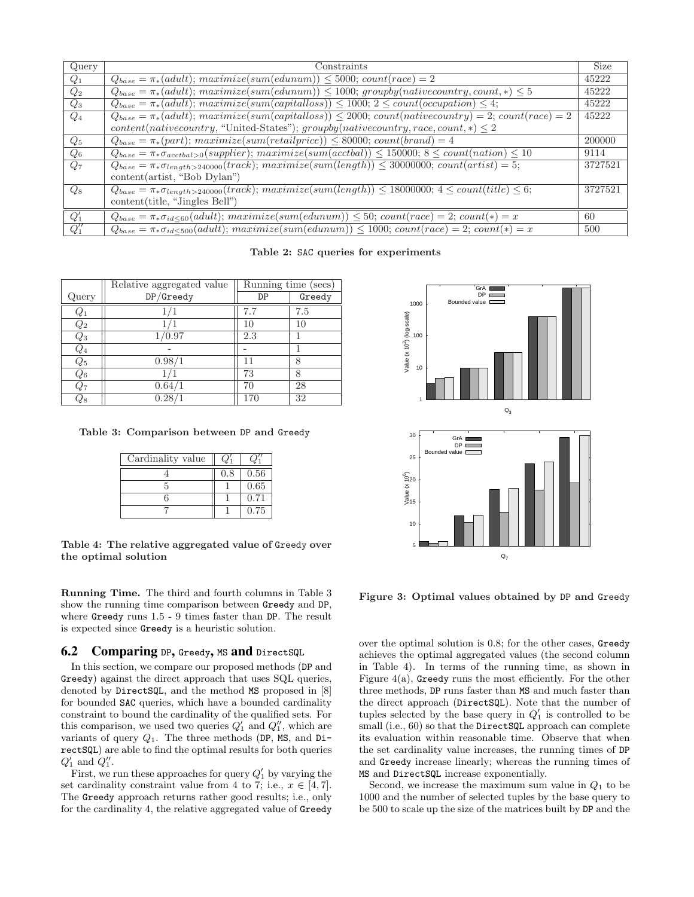| Query | Constraints | Size |
|---|---|---|
| $Q_1$ | $Q_{base} = \pi_*(adult)$; $maximize(sum(edunum)) \leq 5000$; $count(race) = 2$ | 45222 |
| $Q_2$ | $Q_{base} = \pi_*(adult)$; $maximize(sum(edunum)) \leq 1000$; $groupby(nativecountry, count, *) \leq 5$ | 45222 |
| $Q_3$ | $Q_{base} = \pi_*(adult)$; $maximize(sum(capitalloss)) \leq 1000$; $2 \leq count(occupation) \leq 4$; | 45222 |
| $Q_4$ | $Q_{base} = \pi_*(adult)$; $maximize(sum(capitalloss)) \leq 2000$; $count(nativecountry) = 2$; $count(race) = 2$ $content(nativecountry, \text{"United-States"})$; $groupby(nativecountry, race, count, *) \leq 2$ | 45222 |
| $Q_5$ | $Q_{base} = \pi_*(part)$; $maximize(sum(retailprice)) \leq 80000$; $count(brand) = 4$ | 200000 |
| $Q_6$ | $Q_{base} = \pi_*\sigma_{acctbal>0}(supplier)$; $maximize(sum(acctbal)) \leq 150000$; $8 \leq count(nation) \leq 10$ | 9114 |
| $Q_7$ | $Q_{base} = \pi_*\sigma_{length>240000}(track)$; $maximize(sum(length)) \leq 30000000$; $count(artist) = 5$; content(artist, "Bob Dylan") | 3727521 |
| $Q_8$ | $Q_{base} = \pi_*\sigma_{length>240000}(track)$; $maximize(sum(length)) \leq 18000000$; $4 \leq count(title) \leq 6$; content(title, "Jingles Bell") | 3727521 |
| $Q_1'$ | $Q_{base} = \pi_*\sigma_{id\leq 60}(adult)$; $maximize(sum(edunum)) \leq 50$; $count(race) = 2$; $count(*) = x$ | 60 |
| $Q_1''$ | $Q_{base} = \pi_*\sigma_{id\leq 500}(adult)$; $maximize(sum(edunum)) \leq 1000$; $count(race) = 2$; $count(*) = x$ | 500 |

**Table 2: SAC queries for experiments**

| Query | Relative aggregated value DP/Greedy | Running time (secs) DP | Running time (secs) Greedy |
|---|---|---|---|
| $Q_1$ | 1/1 | 7.7 | 7.5 |
| $Q_2$ | 1/1 | 10 | 10 |
| $Q_3$ | 1/0.97 | 2.3 | 1 |
| $Q_4$ | - | - | 1 |
| $Q_5$ | 0.98/1 | 11 | 8 |
| $Q_6$ | 1/1 | 73 | 8 |
| $Q_7$ | 0.64/1 | 70 | 28 |
| $Q_8$ | 0.28/1 | 170 | 32 |

**Table 3: Comparison between DP and Greedy**

| Cardinality value | $Q_1'$ | $Q_1''$ |
|---|---|---|
| 4 | 0.8 | 0.56 |
| 5 | 1 | 0.65 |
| 6 | 1 | 0.71 |
| 7 | 1 | 0.75 |

**Table 4: The relative aggregated value of Greedy over the optimal solution**

**Figure 3: Optimal values obtained by DP and Greedy**

**Running Time.** The third and fourth columns in Table 3 show the running time comparison between Greedy and DP, where Greedy runs 1.5 - 9 times faster than DP. The result is expected since Greedy is a heuristic solution.

## 6.2 Comparing DP, Greedy, MS and DirectSQL

In this section, we compare our proposed methods (DP and Greedy) against the direct approach that uses SQL queries, denoted by DirectSQL, and the method MS proposed in [8] for bounded SAC queries, which have a bounded cardinality constraint to bound the cardinality of the qualified sets. For this comparison, we used two queries $Q_1'$ and $Q_1''$, which are variants of query $Q_1$. The three methods (DP, MS, and DirectSQL) are able to find the optimal results for both queries $Q_1'$ and $Q_1''$.

First, we run these approaches for query $Q_1'$ by varying the set cardinality constraint value from 4 to 7; i.e., $x \in [4, 7]$. The Greedy approach returns rather good results; i.e., only for the cardinality 4, the relative aggregated value of Greedy over the optimal solution is 0.8; for the other cases, Greedy achieves the optimal aggregated values (the second column in Table 4). In terms of the running time, as shown in Figure 4(a), Greedy runs the most efficiently. For the other three methods, DP runs faster than MS and much faster than the direct approach (DirectSQL). Note that the number of tuples selected by the base query in $Q_1'$ is controlled to be small (i.e., 60) so that the DirectSQL approach can complete its evaluation within reasonable time. Observe that when the set cardinality value increases, the running times of DP and Greedy increase linearly; whereas the running times of MS and DirectSQL increase exponentially.

Second, we increase the maximum sum value in $Q_1$ to be 1000 and the number of selected tuples by the base query to be 500 to scale up the size of the matrices built by DP and the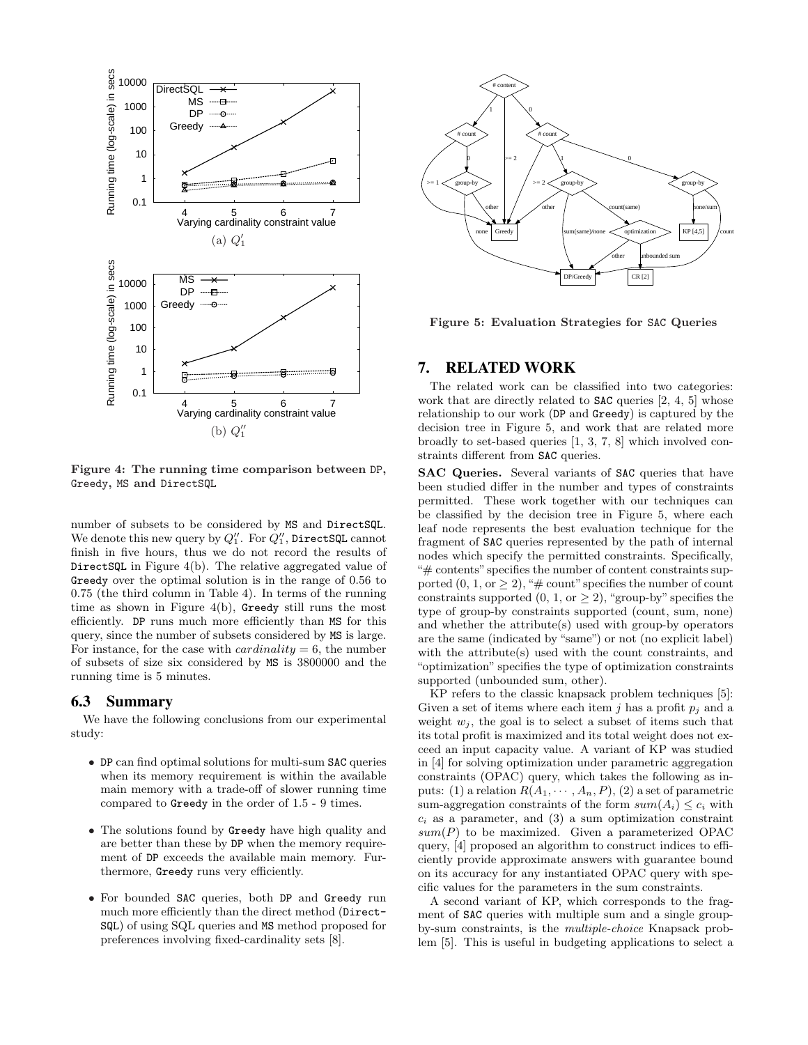Figure 4: The running time comparison between DP, Greedy, MS and DirectSQL

number of subsets to be considered by MS and DirectSQL. We denote this new query by $Q_1''$. For $Q_1''$, DirectSQL cannot finish in five hours, thus we do not record the results of DirectSQL in Figure 4(b). The relative aggregated value of Greedy over the optimal solution is in the range of 0.56 to 0.75 (the third column in Table 4). In terms of the running time as shown in Figure 4(b), Greedy still runs the most efficiently. DP runs much more efficiently than MS for this query, since the number of subsets considered by MS is large. For instance, for the case with $cardinality = 6$, the number of subsets of size six considered by MS is 3800000 and the running time is 5 minutes.

## 6.3 Summary

We have the following conclusions from our experimental study:

- DP can find optimal solutions for multi-sum SAC queries when its memory requirement is within the available main memory with a trade-off of slower running time compared to Greedy in the order of 1.5 - 9 times.
- The solutions found by Greedy have high quality and are better than these by DP when the memory requirement of DP exceeds the available main memory. Furthermore, Greedy runs very efficiently.
- For bounded SAC queries, both DP and Greedy run much more efficiently than the direct method (DirectSQL) of using SQL queries and MS method proposed for preferences involving fixed-cardinality sets [8].

Figure 5: Evaluation Strategies for SAC Queries

# 7. RELATED WORK

The related work can be classified into two categories: work that are directly related to SAC queries [2, 4, 5] whose relationship to our work (DP and Greedy) is captured by the decision tree in Figure 5, and work that are related more broadly to set-based queries [1, 3, 7, 8] which involved constraints different from SAC queries.

**SAC Queries.** Several variants of SAC queries that have been studied differ in the number and types of constraints permitted. These work together with our techniques can be classified by the decision tree in Figure 5, where each leaf node represents the best evaluation technique for the fragment of SAC queries represented by the path of internal nodes which specify the permitted constraints. Specifically, "# contents" specifies the number of content constraints supported (0, 1, or $\geq 2$), "# count" specifies the number of count constraints supported (0, 1, or $\geq 2$), "group-by" specifies the type of group-by constraints supported (count, sum, none) and whether the attribute(s) used with group-by operators are the same (indicated by "same") or not (no explicit label) with the attribute(s) used with the count constraints, and "optimization" specifies the type of optimization constraints supported (unbounded sum, other).

KP refers to the classic knapsack problem techniques [5]: Given a set of items where each item $j$ has a profit $p_j$ and a weight $w_j$, the goal is to select a subset of items such that its total profit is maximized and its total weight does not exceed an input capacity value. A variant of KP was studied in [4] for solving optimization under parametric aggregation constraints (OPAC) query, which takes the following as inputs: (1) a relation $R(A_1, \cdots, A_n, P)$, (2) a set of parametric sum-aggregation constraints of the form $sum(A_i) \leq c_i$ with $c_i$ as a parameter, and (3) a sum optimization constraint $sum(P)$ to be maximized. Given a parameterized OPAC query, [4] proposed an algorithm to construct indices to efficiently provide approximate answers with guarantee bound on its accuracy for any instantiated OPAC query with specific values for the parameters in the sum constraints.

A second variant of KP, which corresponds to the fragment of SAC queries with multiple sum and a single group-by-sum constraints, is the *multiple-choice* Knapsack problem [5]. This is useful in budgeting applications to select a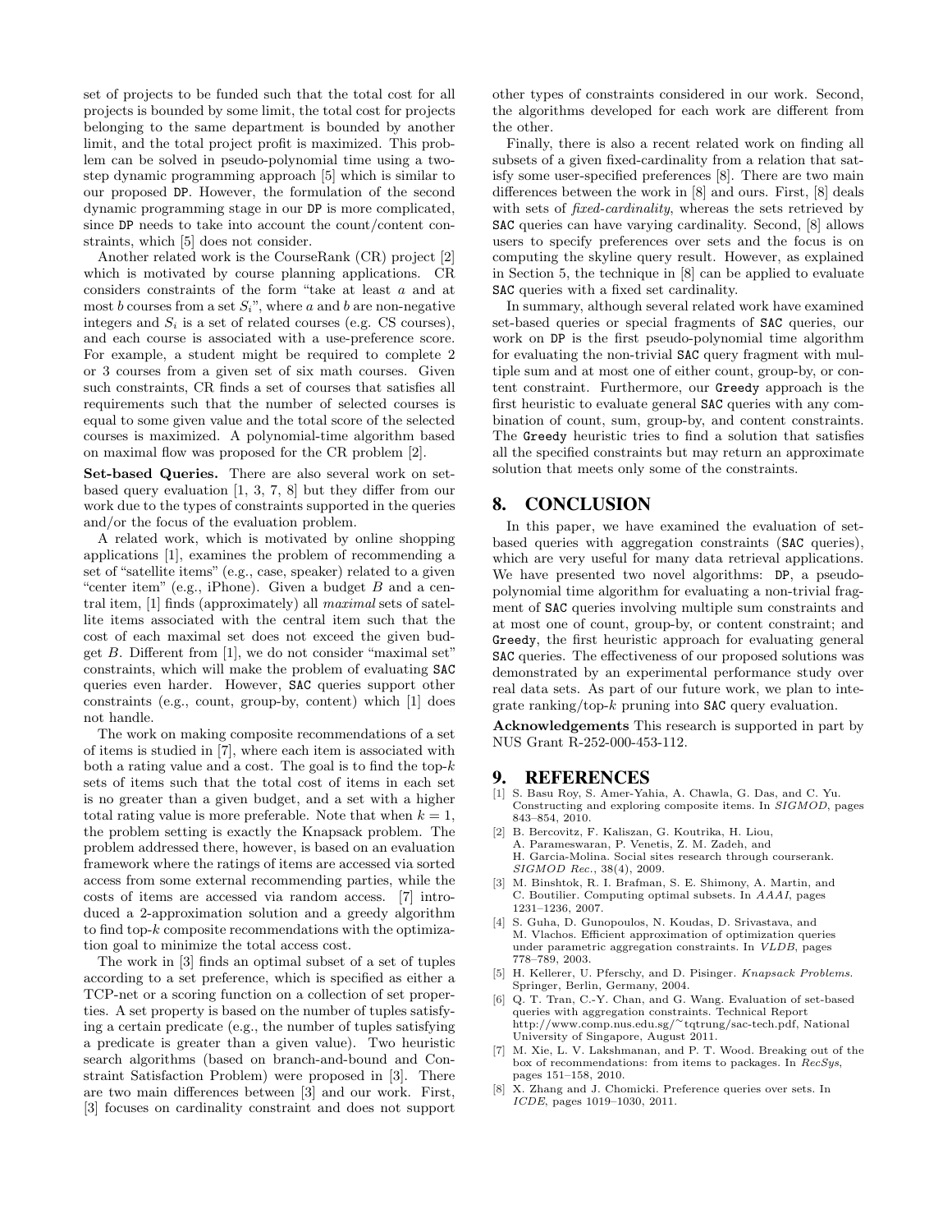set of projects to be funded such that the total cost for all projects is bounded by some limit, the total cost for projects belonging to the same department is bounded by another limit, and the total project profit is maximized. This problem can be solved in pseudo-polynomial time using a two-step dynamic programming approach [5] which is similar to our proposed DP. However, the formulation of the second dynamic programming stage in our DP is more complicated, since DP needs to take into account the count/content constraints, which [5] does not consider.

Another related work is the CourseRank (CR) project [2] which is motivated by course planning applications. CR considers constraints of the form "take at least $a$ and at most $b$ courses from a set $S_i$", where $a$ and $b$ are non-negative integers and $S_i$ is a set of related courses (e.g. CS courses), and each course is associated with a use-preference score. For example, a student might be required to complete 2 or 3 courses from a given set of six math courses. Given such constraints, CR finds a set of courses that satisfies all requirements such that the number of selected courses is equal to some given value and the total score of the selected courses is maximized. A polynomial-time algorithm based on maximal flow was proposed for the CR problem [2].

**Set-based Queries.** There are also several work on set-based query evaluation [1, 3, 7, 8] but they differ from our work due to the types of constraints supported in the queries and/or the focus of the evaluation problem.

A related work, which is motivated by online shopping applications [1], examines the problem of recommending a set of "satellite items" (e.g., case, speaker) related to a given "center item" (e.g., iPhone). Given a budget $B$ and a central item, [1] finds (approximately) all *maximal* sets of satellite items associated with the central item such that the cost of each maximal set does not exceed the given budget $B$. Different from [1], we do not consider "maximal set" constraints, which will make the problem of evaluating SAC queries even harder. However, SAC queries support other constraints (e.g., count, group-by, content) which [1] does not handle.

The work on making composite recommendations of a set of items is studied in [7], where each item is associated with both a rating value and a cost. The goal is to find the top-$k$ sets of items such that the total cost of items in each set is no greater than a given budget, and a set with a higher total rating value is more preferable. Note that when $k = 1$, the problem setting is exactly the Knapsack problem. The problem addressed there, however, is based on an evaluation framework where the ratings of items are accessed via sorted access from some external recommending parties, while the costs of items are accessed via random access. [7] introduced a 2-approximation solution and a greedy algorithm to find top-$k$ composite recommendations with the optimization goal to minimize the total access cost.

The work in [3] finds an optimal subset of a set of tuples according to a set preference, which is specified as either a TCP-net or a scoring function on a collection of set properties. A set property is based on the number of tuples satisfying a certain predicate (e.g., the number of tuples satisfying a predicate is greater than a given value). Two heuristic search algorithms (based on branch-and-bound and Constraint Satisfaction Problem) were proposed in [3]. There are two main differences between [3] and our work. First, [3] focuses on cardinality constraint and does not support other types of constraints considered in our work. Second, the algorithms developed for each work are different from the other.

Finally, there is also a recent related work on finding all subsets of a given fixed-cardinality from a relation that satisfy some user-specified preferences [8]. There are two main differences between the work in [8] and ours. First, [8] deals with sets of *fixed-cardinality*, whereas the sets retrieved by SAC queries can have varying cardinality. Second, [8] allows users to specify preferences over sets and the focus is on computing the skyline query result. However, as explained in Section 5, the technique in [8] can be applied to evaluate SAC queries with a fixed set cardinality.

In summary, although several related work have examined set-based queries or special fragments of SAC queries, our work on DP is the first pseudo-polynomial time algorithm for evaluating the non-trivial SAC query fragment with multiple sum and at most one of either count, group-by, or content constraint. Furthermore, our Greedy approach is the first heuristic to evaluate general SAC queries with any combination of count, sum, group-by, and content constraints. The Greedy heuristic tries to find a solution that satisfies all the specified constraints but may return an approximate solution that meets only some of the constraints.

# 8. CONCLUSION

In this paper, we have examined the evaluation of set-based queries with aggregation constraints (SAC queries), which are very useful for many data retrieval applications. We have presented two novel algorithms: DP, a pseudo-polynomial time algorithm for evaluating a non-trivial fragment of SAC queries involving multiple sum constraints and at most one of count, group-by, or content constraint; and Greedy, the first heuristic approach for evaluating general SAC queries. The effectiveness of our proposed solutions was demonstrated by an experimental performance study over real data sets. As part of our future work, we plan to integrate ranking/top-$k$ pruning into SAC query evaluation.

**Acknowledgements** This research is supported in part by NUS Grant R-252-000-453-112.

# 9. REFERENCES

[1] S. Basu Roy, S. Amer-Yahia, A. Chawla, G. Das, and C. Yu. Constructing and exploring composite items. In *SIGMOD*, pages 843–854, 2010.

[2] B. Bercovitz, F. Kaliszan, G. Koutrika, H. Liou, A. Parameswaran, P. Venetis, Z. M. Zadeh, and H. Garcia-Molina. Social sites research through courserank. *SIGMOD Rec.*, 38(4), 2009.

[3] M. Binshtok, R. I. Brafman, S. E. Shimony, A. Martin, and C. Boutilier. Computing optimal subsets. In *AAAI*, pages 1231–1236, 2007.

[4] S. Guha, D. Gunopoulos, N. Koudas, D. Srivastava, and M. Vlachos. Efficient approximation of optimization queries under parametric aggregation constraints. In *VLDB*, pages 778–789, 2003.

[5] H. Kellerer, U. Pferschy, and D. Pisinger. *Knapsack Problems.* Springer, Berlin, Germany, 2004.

[6] Q. T. Tran, C.-Y. Chan, and G. Wang. Evaluation of set-based queries with aggregation constraints. Technical Report http://www.comp.nus.edu.sg/~tqtrung/sac-tech.pdf, National University of Singapore, August 2011.

[7] M. Xie, L. V. Lakshmanan, and P. T. Wood. Breaking out of the box of recommendations: from items to packages. In *RecSys*, pages 151–158, 2010.

[8] X. Zhang and J. Chomicki. Preference queries over sets. In *ICDE*, pages 1019–1030, 2011.